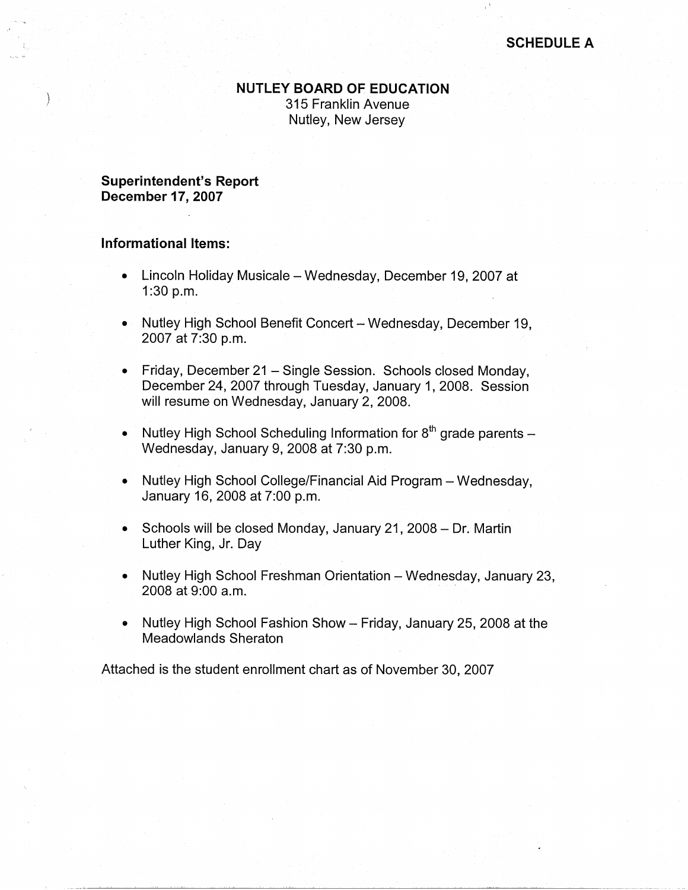**SCHEDULE A**

# NUTLEY BOARD OF EDUCATION

315 Franklin Avenue
Nutley, New Jersey

**Superintendent's Report**
**December 17, 2007**

## Informational Items:

- Lincoln Holiday Musicale – Wednesday, December 19, 2007 at 1:30 p.m.
- Nutley High School Benefit Concert – Wednesday, December 19, 2007 at 7:30 p.m.
- Friday, December 21 – Single Session. Schools closed Monday, December 24, 2007 through Tuesday, January 1, 2008. Session will resume on Wednesday, January 2, 2008.
- Nutley High School Scheduling Information for 8th grade parents – Wednesday, January 9, 2008 at 7:30 p.m.
- Nutley High School College/Financial Aid Program – Wednesday, January 16, 2008 at 7:00 p.m.
- Schools will be closed Monday, January 21, 2008 – Dr. Martin Luther King, Jr. Day
- Nutley High School Freshman Orientation – Wednesday, January 23, 2008 at 9:00 a.m.
- Nutley High School Fashion Show – Friday, January 25, 2008 at the Meadowlands Sheraton

Attached is the student enrollment chart as of November 30, 2007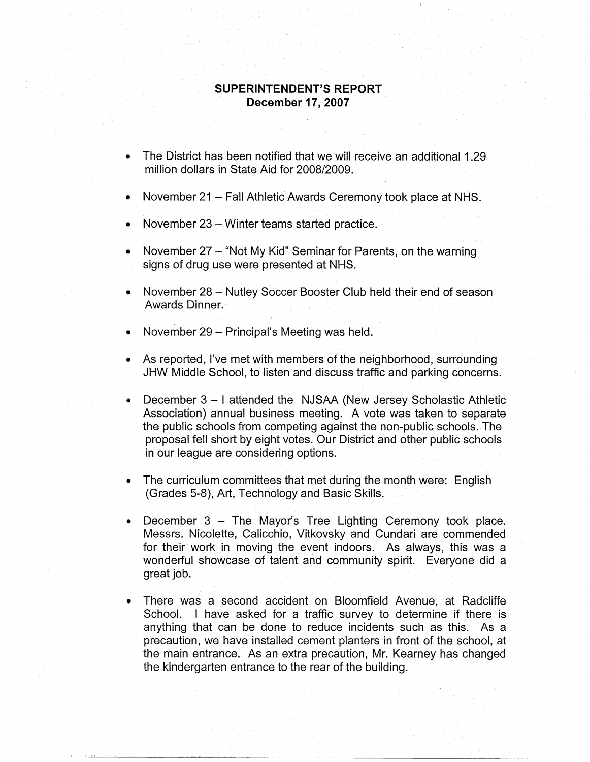# SUPERINTENDENT'S REPORT
## December 17, 2007

- The District has been notified that we will receive an additional 1.29 million dollars in State Aid for 2008/2009.

- November 21 – Fall Athletic Awards Ceremony took place at NHS.

- November 23 – Winter teams started practice.

- November 27 – "Not My Kid" Seminar for Parents, on the warning signs of drug use were presented at NHS.

- November 28 – Nutley Soccer Booster Club held their end of season Awards Dinner.

- November 29 – Principal's Meeting was held.

- As reported, I've met with members of the neighborhood, surrounding JHW Middle School, to listen and discuss traffic and parking concerns.

- December 3 – I attended the NJSAA (New Jersey Scholastic Athletic Association) annual business meeting. A vote was taken to separate the public schools from competing against the non-public schools. The proposal fell short by eight votes. Our District and other public schools in our league are considering options.

- The curriculum committees that met during the month were: English (Grades 5-8), Art, Technology and Basic Skills.

- December 3 – The Mayor's Tree Lighting Ceremony took place. Messrs. Nicolette, Calicchio, Vitkovsky and Cundari are commended for their work in moving the event indoors. As always, this was a wonderful showcase of talent and community spirit. Everyone did a great job.

- There was a second accident on Bloomfield Avenue, at Radcliffe School. I have asked for a traffic survey to determine if there is anything that can be done to reduce incidents such as this. As a precaution, we have installed cement planters in front of the school, at the main entrance. As an extra precaution, Mr. Kearney has changed the kindergarten entrance to the rear of the building.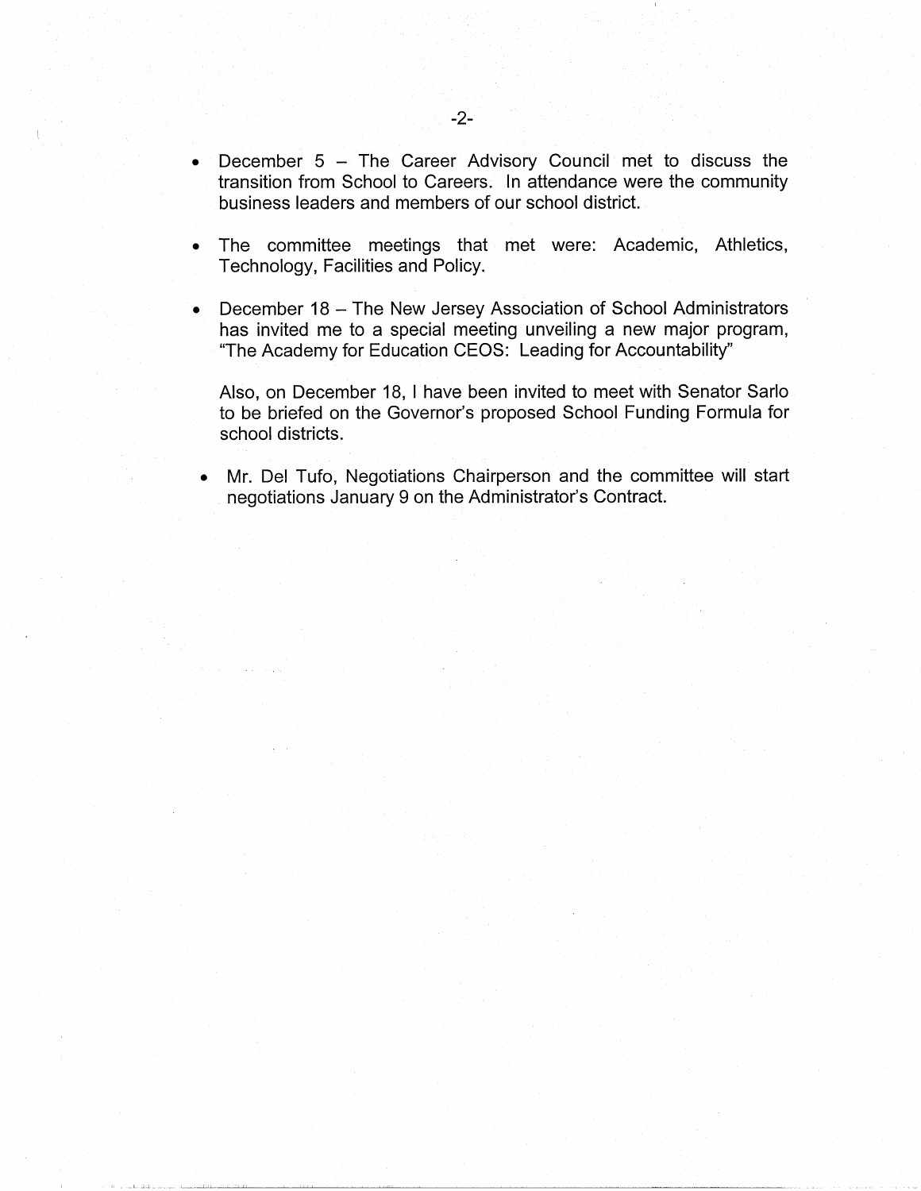- December 5 – The Career Advisory Council met to discuss the transition from School to Careers. In attendance were the community business leaders and members of our school district.

- The committee meetings that met were: Academic, Athletics, Technology, Facilities and Policy.

- December 18 – The New Jersey Association of School Administrators has invited me to a special meeting unveiling a new major program, "The Academy for Education CEOS: Leading for Accountability"

  Also, on December 18, I have been invited to meet with Senator Sarlo to be briefed on the Governor's proposed School Funding Formula for school districts.

- Mr. Del Tufo, Negotiations Chairperson and the committee will start negotiations January 9 on the Administrator's Contract.